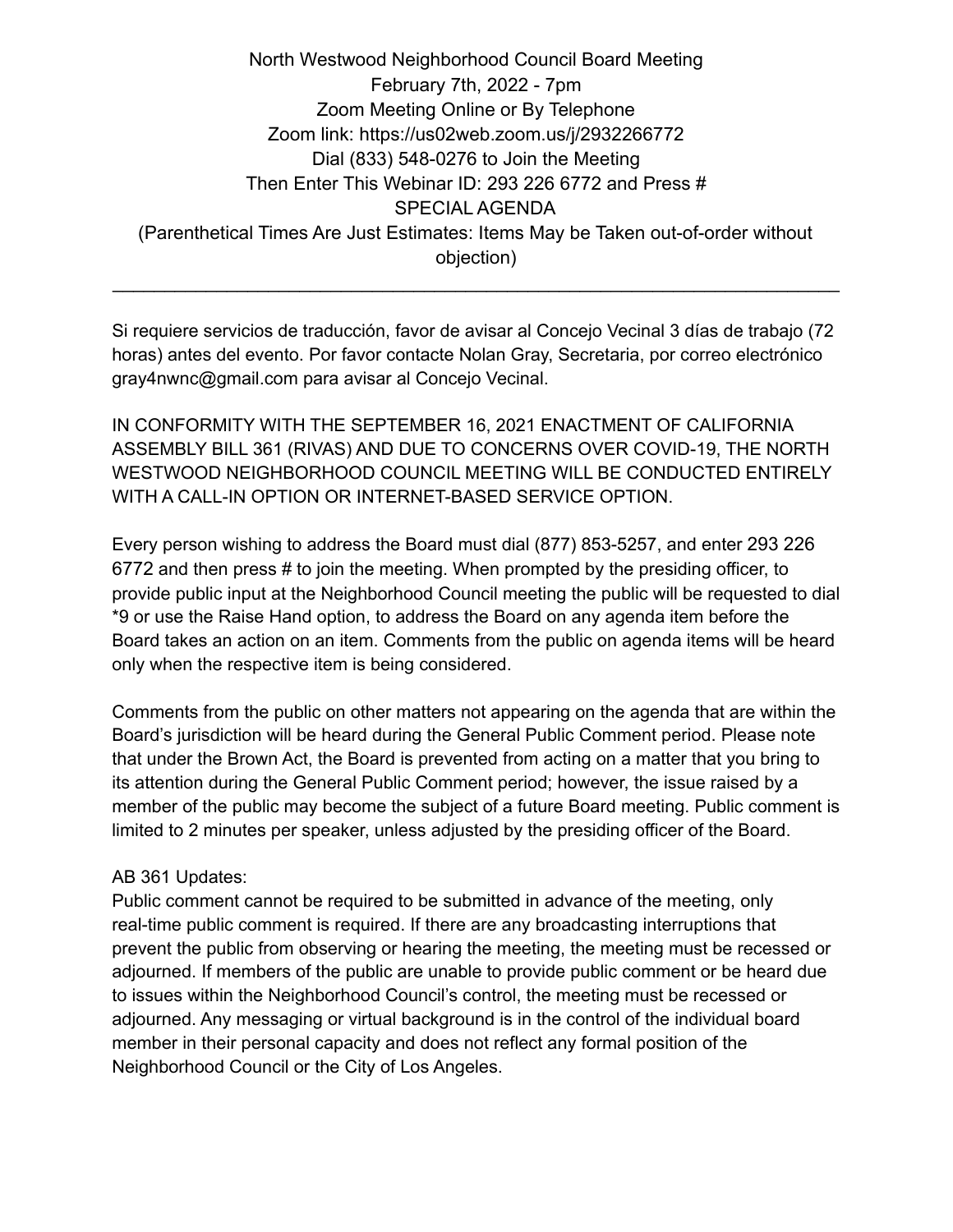North Westwood Neighborhood Council Board Meeting
February 7th, 2022 - 7pm
Zoom Meeting Online or By Telephone
Zoom link: https://us02web.zoom.us/j/2932266772
Dial (833) 548-0276 to Join the Meeting
Then Enter This Webinar ID: 293 226 6772 and Press #
SPECIAL AGENDA
(Parenthetical Times Are Just Estimates: Items May be Taken out-of-order without objection)

---

Si requiere servicios de traducción, favor de avisar al Concejo Vecinal 3 días de trabajo (72 horas) antes del evento. Por favor contacte Nolan Gray, Secretaria, por correo electrónico gray4nwnc@gmail.com para avisar al Concejo Vecinal.

IN CONFORMITY WITH THE SEPTEMBER 16, 2021 ENACTMENT OF CALIFORNIA ASSEMBLY BILL 361 (RIVAS) AND DUE TO CONCERNS OVER COVID-19, THE NORTH WESTWOOD NEIGHBORHOOD COUNCIL MEETING WILL BE CONDUCTED ENTIRELY WITH A CALL-IN OPTION OR INTERNET-BASED SERVICE OPTION.

Every person wishing to address the Board must dial (877) 853-5257, and enter 293 226 6772 and then press # to join the meeting. When prompted by the presiding officer, to provide public input at the Neighborhood Council meeting the public will be requested to dial *9 or use the Raise Hand option, to address the Board on any agenda item before the Board takes an action on an item. Comments from the public on agenda items will be heard only when the respective item is being considered.

Comments from the public on other matters not appearing on the agenda that are within the Board's jurisdiction will be heard during the General Public Comment period. Please note that under the Brown Act, the Board is prevented from acting on a matter that you bring to its attention during the General Public Comment period; however, the issue raised by a member of the public may become the subject of a future Board meeting. Public comment is limited to 2 minutes per speaker, unless adjusted by the presiding officer of the Board.

AB 361 Updates:
Public comment cannot be required to be submitted in advance of the meeting, only real-time public comment is required. If there are any broadcasting interruptions that prevent the public from observing or hearing the meeting, the meeting must be recessed or adjourned. If members of the public are unable to provide public comment or be heard due to issues within the Neighborhood Council's control, the meeting must be recessed or adjourned. Any messaging or virtual background is in the control of the individual board member in their personal capacity and does not reflect any formal position of the Neighborhood Council or the City of Los Angeles.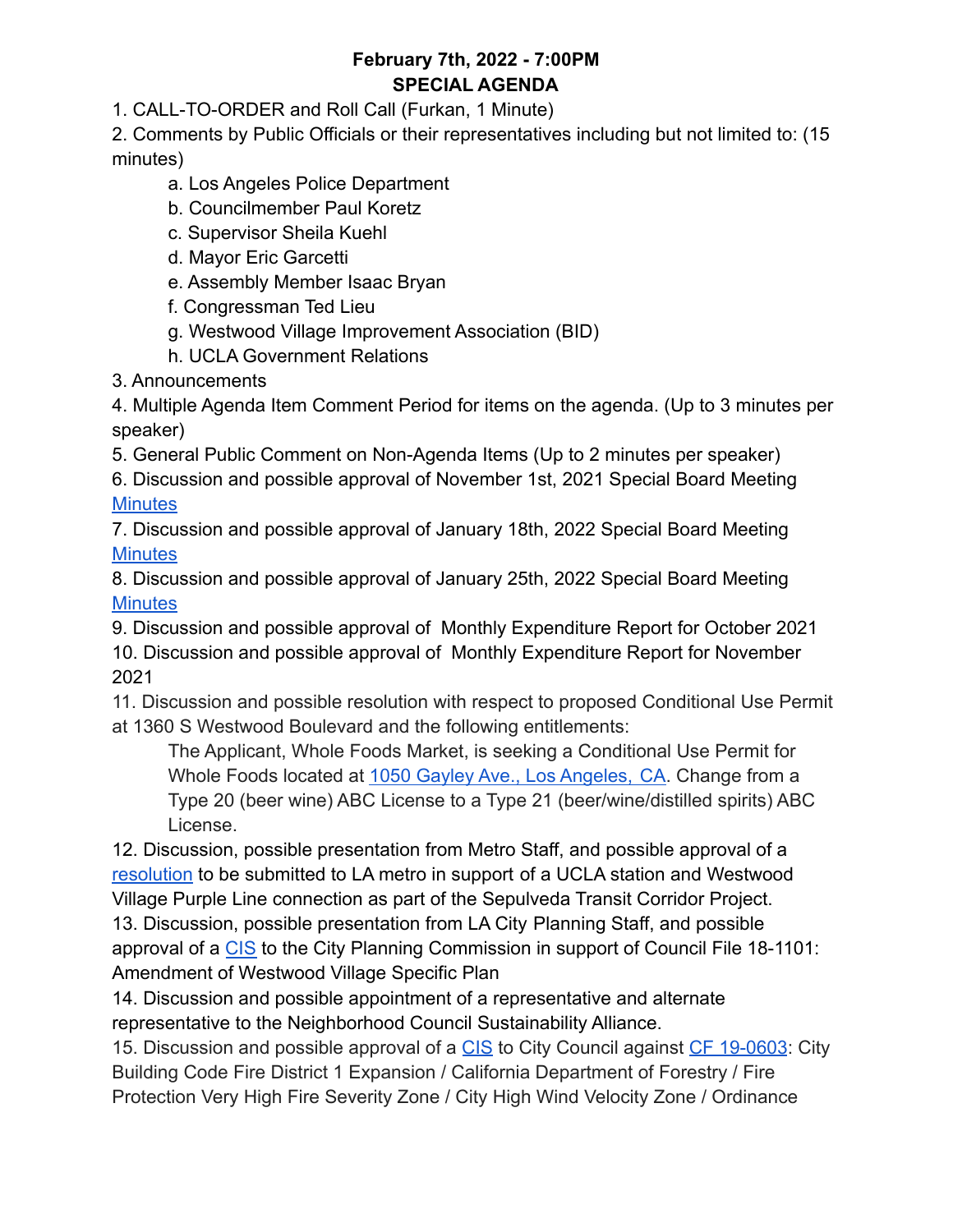**February 7th, 2022 - 7:00PM**
**SPECIAL AGENDA**

1. CALL-TO-ORDER and Roll Call (Furkan, 1 Minute)
2. Comments by Public Officials or their representatives including but not limited to: (15 minutes)
   a. Los Angeles Police Department
   b. Councilmember Paul Koretz
   c. Supervisor Sheila Kuehl
   d. Mayor Eric Garcetti
   e. Assembly Member Isaac Bryan
   f. Congressman Ted Lieu
   g. Westwood Village Improvement Association (BID)
   h. UCLA Government Relations
3. Announcements
4. Multiple Agenda Item Comment Period for items on the agenda. (Up to 3 minutes per speaker)
5. General Public Comment on Non-Agenda Items (Up to 2 minutes per speaker)
6. Discussion and possible approval of November 1st, 2021 Special Board Meeting Minutes
7. Discussion and possible approval of January 18th, 2022 Special Board Meeting Minutes
8. Discussion and possible approval of January 25th, 2022 Special Board Meeting Minutes
9. Discussion and possible approval of Monthly Expenditure Report for October 2021
10. Discussion and possible approval of Monthly Expenditure Report for November 2021
11. Discussion and possible resolution with respect to proposed Conditional Use Permit at 1360 S Westwood Boulevard and the following entitlements:

    The Applicant, Whole Foods Market, is seeking a Conditional Use Permit for Whole Foods located at 1050 Gayley Ave., Los Angeles, CA. Change from a Type 20 (beer wine) ABC License to a Type 21 (beer/wine/distilled spirits) ABC License.

12. Discussion, possible presentation from Metro Staff, and possible approval of a resolution to be submitted to LA metro in support of a UCLA station and Westwood Village Purple Line connection as part of the Sepulveda Transit Corridor Project.
13. Discussion, possible presentation from LA City Planning Staff, and possible approval of a CIS to the City Planning Commission in support of Council File 18-1101: Amendment of Westwood Village Specific Plan
14. Discussion and possible appointment of a representative and alternate representative to the Neighborhood Council Sustainability Alliance.
15. Discussion and possible approval of a CIS to City Council against CF 19-0603: City Building Code Fire District 1 Expansion / California Department of Forestry / Fire Protection Very High Fire Severity Zone / City High Wind Velocity Zone / Ordinance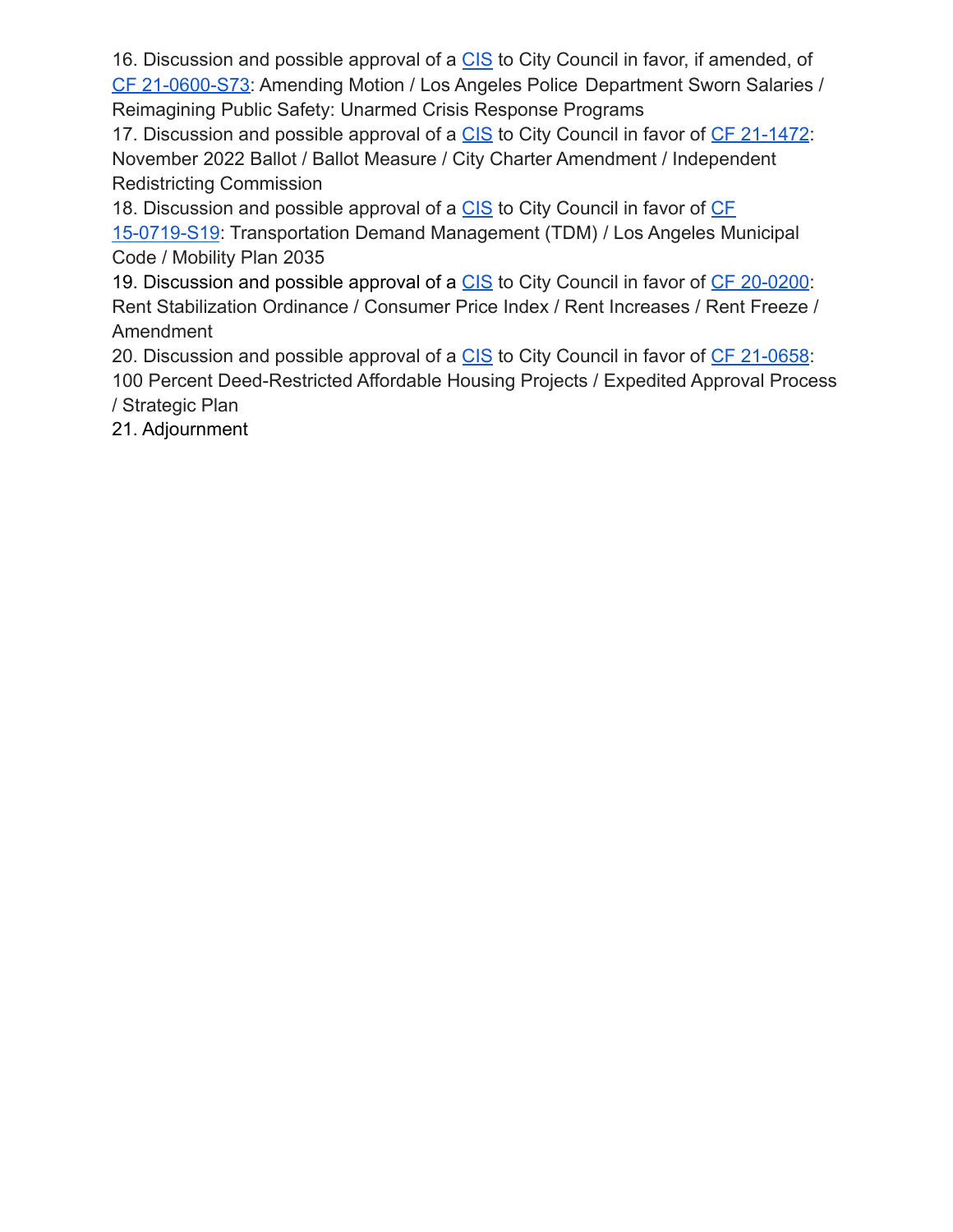16. Discussion and possible approval of a CIS to City Council in favor, if amended, of CF 21-0600-S73: Amending Motion / Los Angeles Police Department Sworn Salaries / Reimagining Public Safety: Unarmed Crisis Response Programs
17. Discussion and possible approval of a CIS to City Council in favor of CF 21-1472: November 2022 Ballot / Ballot Measure / City Charter Amendment / Independent Redistricting Commission
18. Discussion and possible approval of a CIS to City Council in favor of CF 15-0719-S19: Transportation Demand Management (TDM) / Los Angeles Municipal Code / Mobility Plan 2035
19. Discussion and possible approval of a CIS to City Council in favor of CF 20-0200: Rent Stabilization Ordinance / Consumer Price Index / Rent Increases / Rent Freeze / Amendment
20. Discussion and possible approval of a CIS to City Council in favor of CF 21-0658: 100 Percent Deed-Restricted Affordable Housing Projects / Expedited Approval Process / Strategic Plan
21. Adjournment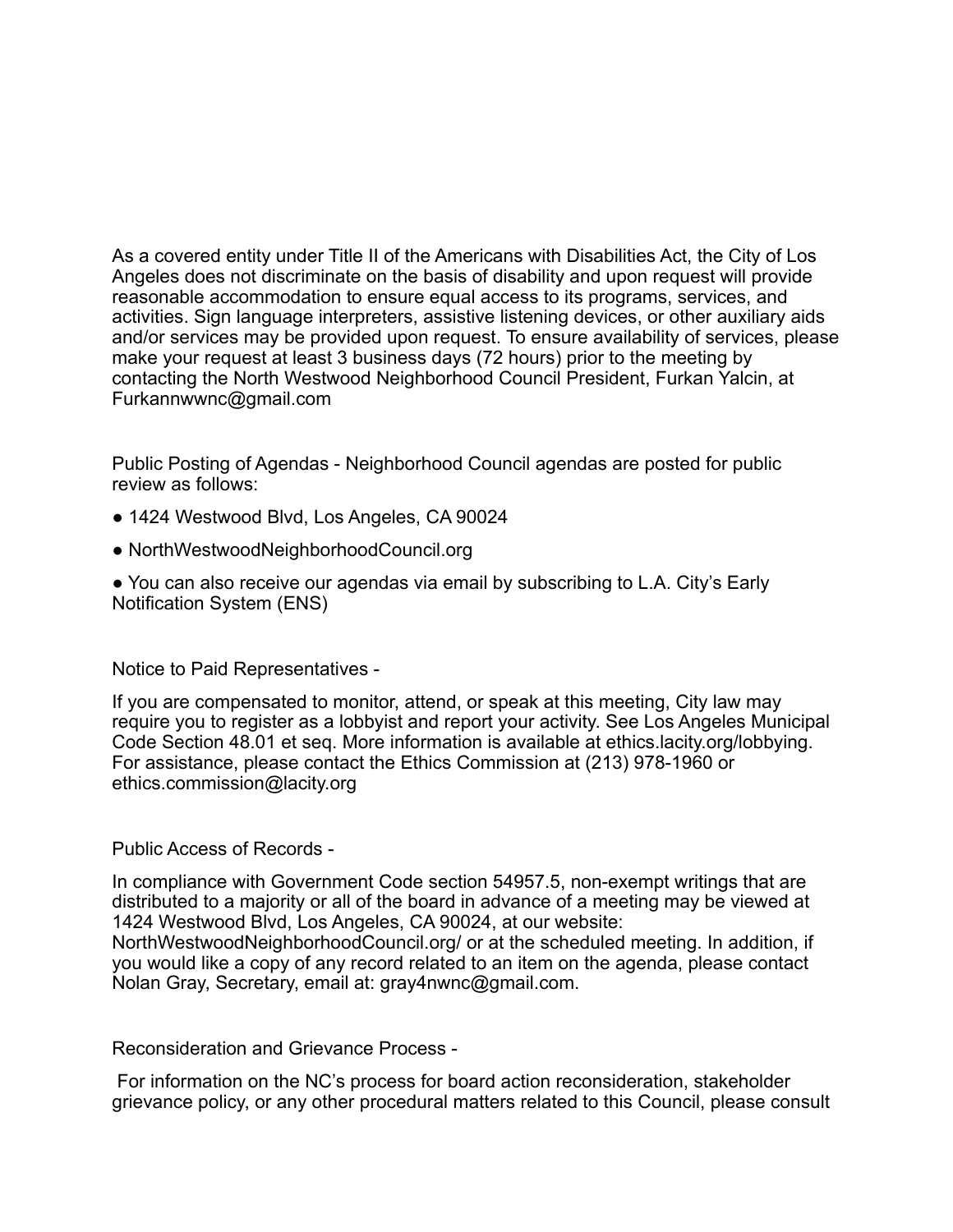As a covered entity under Title II of the Americans with Disabilities Act, the City of Los Angeles does not discriminate on the basis of disability and upon request will provide reasonable accommodation to ensure equal access to its programs, services, and activities. Sign language interpreters, assistive listening devices, or other auxiliary aids and/or services may be provided upon request. To ensure availability of services, please make your request at least 3 business days (72 hours) prior to the meeting by contacting the North Westwood Neighborhood Council President, Furkan Yalcin, at Furkannwwnc@gmail.com

Public Posting of Agendas - Neighborhood Council agendas are posted for public review as follows:

- 1424 Westwood Blvd, Los Angeles, CA 90024
- NorthWestwoodNeighborhoodCouncil.org
- You can also receive our agendas via email by subscribing to L.A. City's Early Notification System (ENS)

Notice to Paid Representatives -

If you are compensated to monitor, attend, or speak at this meeting, City law may require you to register as a lobbyist and report your activity. See Los Angeles Municipal Code Section 48.01 et seq. More information is available at ethics.lacity.org/lobbying. For assistance, please contact the Ethics Commission at (213) 978-1960 or ethics.commission@lacity.org

Public Access of Records -

In compliance with Government Code section 54957.5, non-exempt writings that are distributed to a majority or all of the board in advance of a meeting may be viewed at 1424 Westwood Blvd, Los Angeles, CA 90024, at our website: NorthWestwoodNeighborhoodCouncil.org/ or at the scheduled meeting. In addition, if you would like a copy of any record related to an item on the agenda, please contact Nolan Gray, Secretary, email at: gray4nwnc@gmail.com.

Reconsideration and Grievance Process -

For information on the NC's process for board action reconsideration, stakeholder grievance policy, or any other procedural matters related to this Council, please consult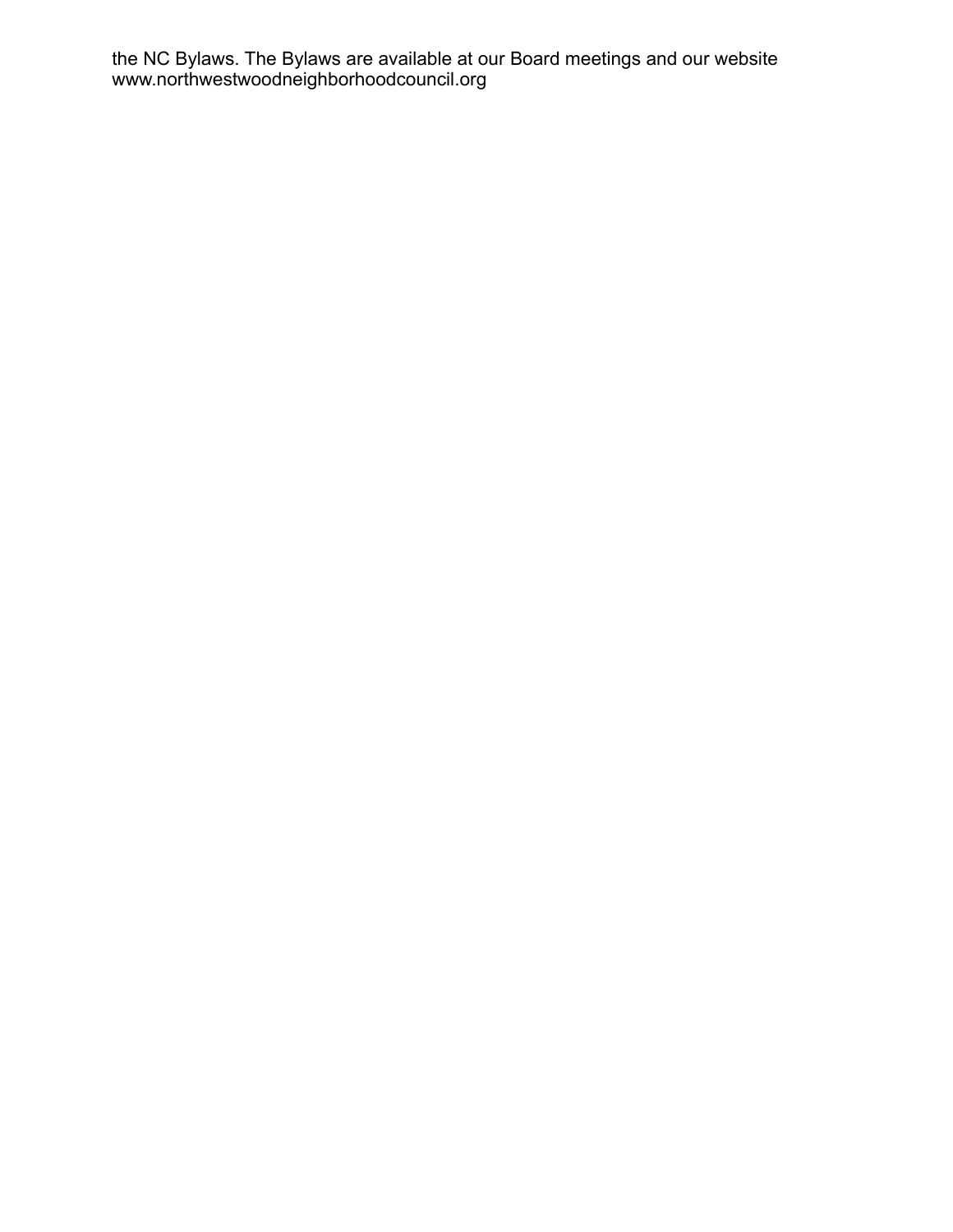the NC Bylaws. The Bylaws are available at our Board meetings and our website www.northwestwoodneighborhoodcouncil.org